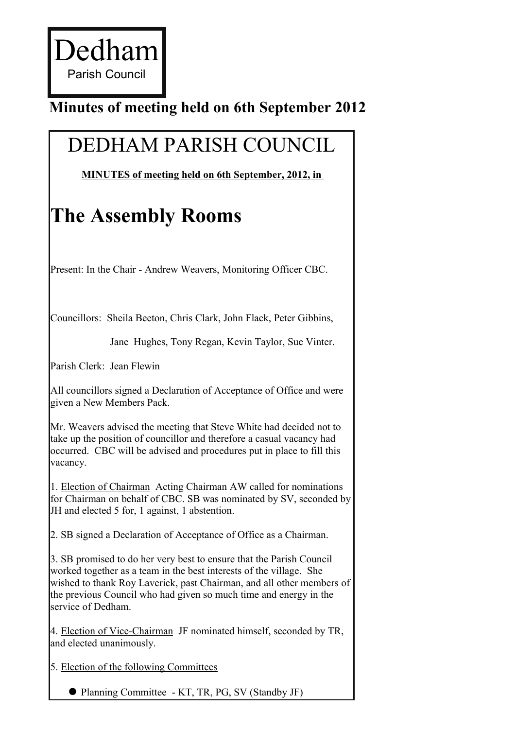# Dedham

Parish Council

## Minutes of meeting held on 6th September 2012

# DEDHAM PARISH COUNCIL

**MINUTES of meeting held on 6th September, 2012, in**

# The Assembly Rooms

Present: In the Chair - Andrew Weavers, Monitoring Officer CBC.

Councillors: Sheila Beeton, Chris Clark, John Flack, Peter Gibbins, Jane Hughes, Tony Regan, Kevin Taylor, Sue Vinter.

Parish Clerk: Jean Flewin

All councillors signed a Declaration of Acceptance of Office and were given a New Members Pack.

Mr. Weavers advised the meeting that Steve White had decided not to take up the position of councillor and therefore a casual vacancy had occurred. CBC will be advised and procedures put in place to fill this vacancy.

1. Election of Chairman Acting Chairman AW called for nominations for Chairman on behalf of CBC. SB was nominated by SV, seconded by JH and elected 5 for, 1 against, 1 abstention.

2. SB signed a Declaration of Acceptance of Office as a Chairman.

3. SB promised to do her very best to ensure that the Parish Council worked together as a team in the best interests of the village. She wished to thank Roy Laverick, past Chairman, and all other members of the previous Council who had given so much time and energy in the service of Dedham.

4. Election of Vice-Chairman JF nominated himself, seconded by TR, and elected unanimously.

5. Election of the following Committees

- Planning Committee - KT, TR, PG, SV (Standby JF)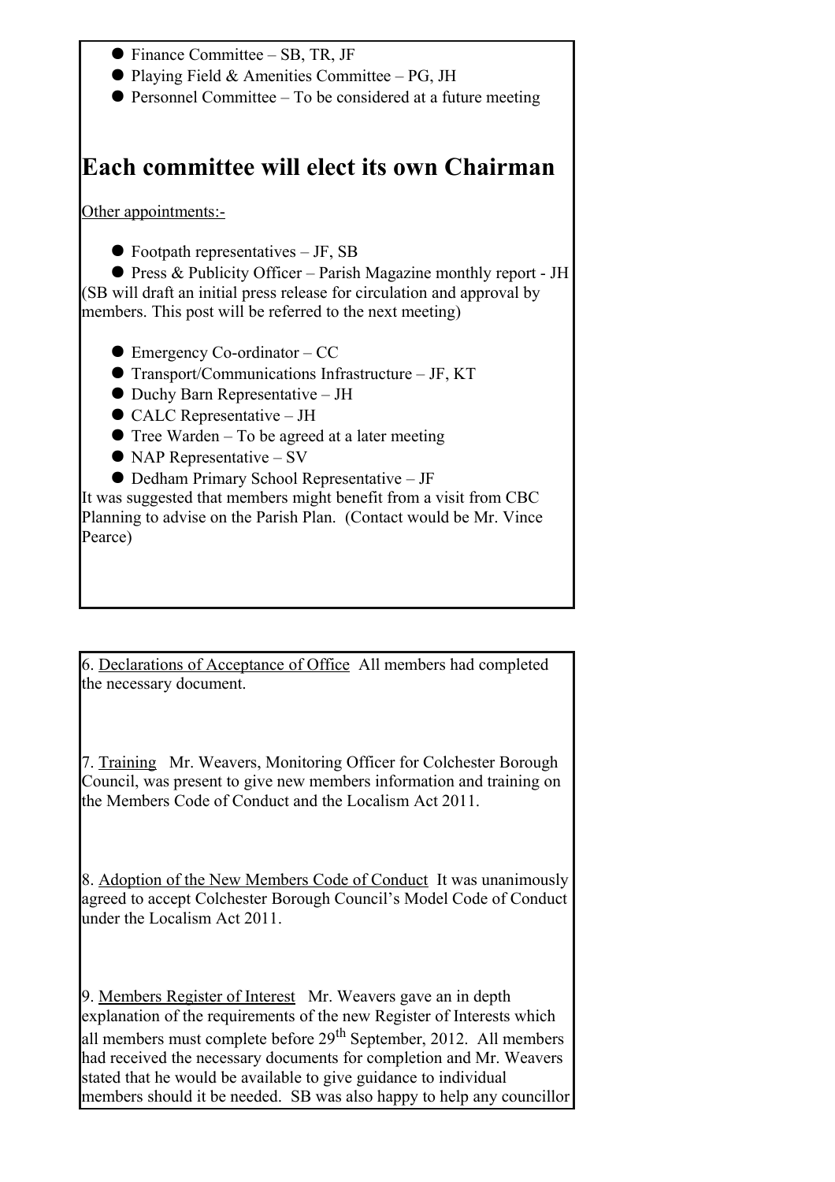- Finance Committee – SB, TR, JF
- Playing Field & Amenities Committee – PG, JH
- Personnel Committee – To be considered at a future meeting

# Each committee will elect its own Chairman

Other appointments:-

- Footpath representatives – JF, SB
- Press & Publicity Officer – Parish Magazine monthly report - JH

(SB will draft an initial press release for circulation and approval by members. This post will be referred to the next meeting)

- Emergency Co-ordinator – CC
- Transport/Communications Infrastructure – JF, KT
- Duchy Barn Representative – JH
- CALC Representative – JH
- Tree Warden – To be agreed at a later meeting
- NAP Representative – SV
- Dedham Primary School Representative – JF

It was suggested that members might benefit from a visit from CBC Planning to advise on the Parish Plan. (Contact would be Mr. Vince Pearce)

6. Declarations of Acceptance of Office All members had completed the necessary document.

7. Training Mr. Weavers, Monitoring Officer for Colchester Borough Council, was present to give new members information and training on the Members Code of Conduct and the Localism Act 2011.

8. Adoption of the New Members Code of Conduct It was unanimously agreed to accept Colchester Borough Council's Model Code of Conduct under the Localism Act 2011.

9. Members Register of Interest Mr. Weavers gave an in depth explanation of the requirements of the new Register of Interests which all members must complete before 29th September, 2012. All members had received the necessary documents for completion and Mr. Weavers stated that he would be available to give guidance to individual members should it be needed. SB was also happy to help any councillor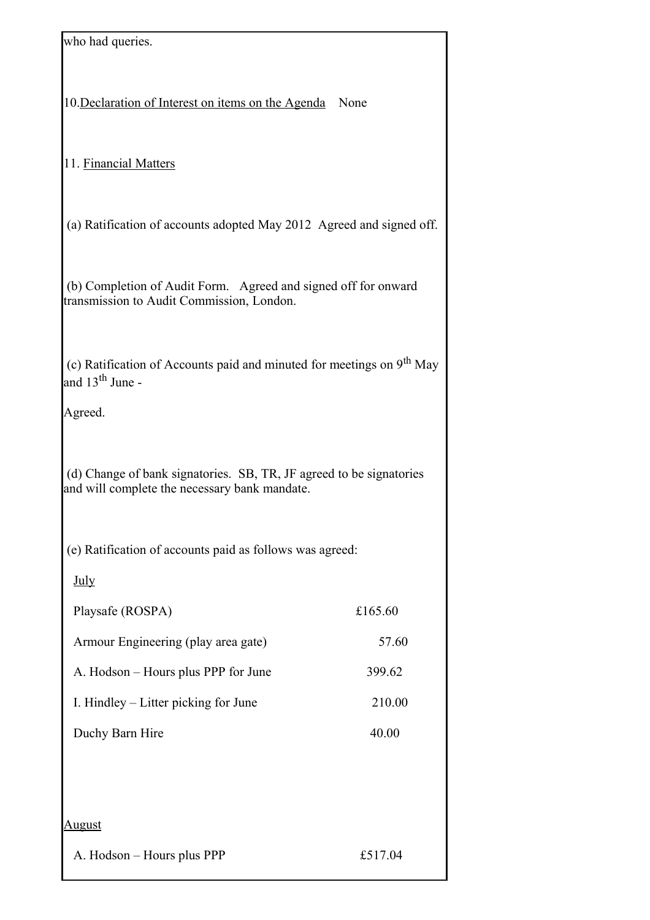who had queries.

10. <u>Declaration of Interest on items on the Agenda</u> None

11. <u>Financial Matters</u>

(a) Ratification of accounts adopted May 2012 Agreed and signed off.

(b) Completion of Audit Form. Agreed and signed off for onward transmission to Audit Commission, London.

(c) Ratification of Accounts paid and minuted for meetings on 9th May and 13th June -

Agreed.

(d) Change of bank signatories. SB, TR, JF agreed to be signatories and will complete the necessary bank mandate.

(e) Ratification of accounts paid as follows was agreed:

<u>July</u>

| | |
|---|---|
| Playsafe (ROSPA) | £165.60 |
| Armour Engineering (play area gate) | 57.60 |
| A. Hodson – Hours plus PPP for June | 399.62 |
| I. Hindley – Litter picking for June | 210.00 |
| Duchy Barn Hire | 40.00 |

<u>August</u>

| | |
|---|---|
| A. Hodson – Hours plus PPP | £517.04 |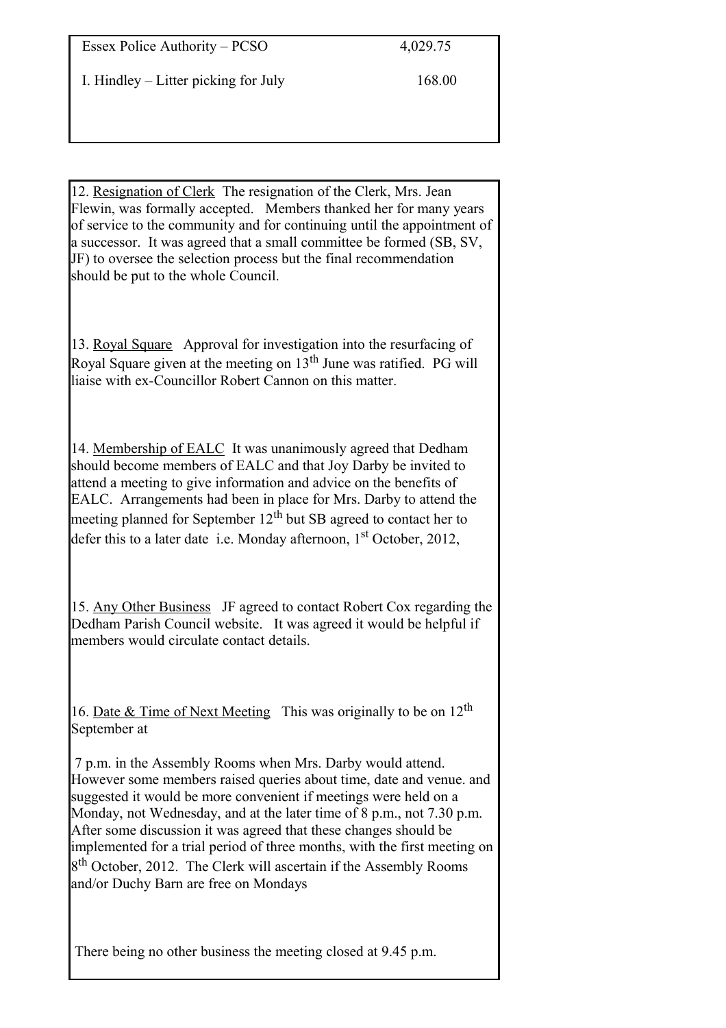| | |
|---|---|
| Essex Police Authority – PCSO | 4,029.75 |
| I. Hindley – Litter picking for July | 168.00 |

12. <u>Resignation of Clerk</u> The resignation of the Clerk, Mrs. Jean Flewin, was formally accepted. Members thanked her for many years of service to the community and for continuing until the appointment of a successor. It was agreed that a small committee be formed (SB, SV, JF) to oversee the selection process but the final recommendation should be put to the whole Council.

13. <u>Royal Square</u> Approval for investigation into the resurfacing of Royal Square given at the meeting on 13th June was ratified. PG will liaise with ex-Councillor Robert Cannon on this matter.

14. <u>Membership of EALC</u> It was unanimously agreed that Dedham should become members of EALC and that Joy Darby be invited to attend a meeting to give information and advice on the benefits of EALC. Arrangements had been in place for Mrs. Darby to attend the meeting planned for September 12th but SB agreed to contact her to defer this to a later date i.e. Monday afternoon, 1st October, 2012,

15. <u>Any Other Business</u> JF agreed to contact Robert Cox regarding the Dedham Parish Council website. It was agreed it would be helpful if members would circulate contact details.

16. <u>Date & Time of Next Meeting</u> This was originally to be on 12th September at

7 p.m. in the Assembly Rooms when Mrs. Darby would attend. However some members raised queries about time, date and venue. and suggested it would be more convenient if meetings were held on a Monday, not Wednesday, and at the later time of 8 p.m., not 7.30 p.m. After some discussion it was agreed that these changes should be implemented for a trial period of three months, with the first meeting on 8th October, 2012. The Clerk will ascertain if the Assembly Rooms and/or Duchy Barn are free on Mondays

There being no other business the meeting closed at 9.45 p.m.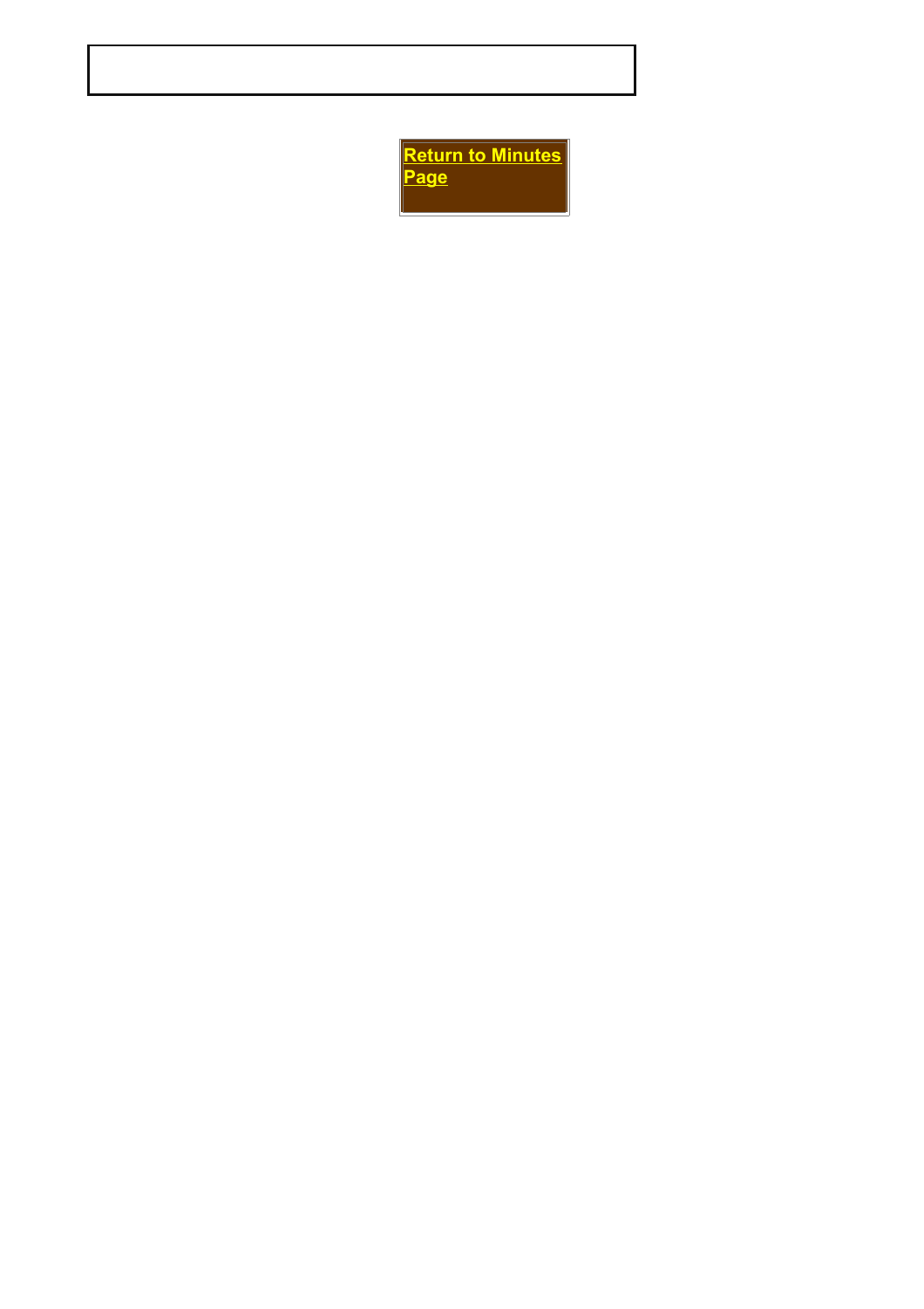[Return to Minutes Page]